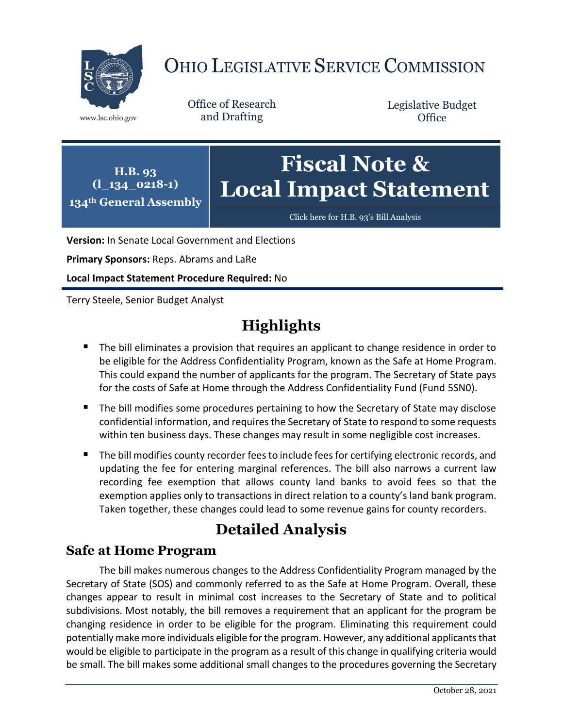# Ohio Legislative Service Commission

www.lsc.ohio.gov

Office of Research and Drafting

Legislative Budget Office

**H.B. 93**
**(l_134_0218-1)**
**134th General Assembly**

# Fiscal Note & Local Impact Statement

Click here for H.B. 93's Bill Analysis

**Version:** In Senate Local Government and Elections

**Primary Sponsors:** Reps. Abrams and LaRe

**Local Impact Statement Procedure Required:** No

Terry Steele, Senior Budget Analyst

## Highlights

- The bill eliminates a provision that requires an applicant to change residence in order to be eligible for the Address Confidentiality Program, known as the Safe at Home Program. This could expand the number of applicants for the program. The Secretary of State pays for the costs of Safe at Home through the Address Confidentiality Fund (Fund 5SN0).
- The bill modifies some procedures pertaining to how the Secretary of State may disclose confidential information, and requires the Secretary of State to respond to some requests within ten business days. These changes may result in some negligible cost increases.
- The bill modifies county recorder fees to include fees for certifying electronic records, and updating the fee for entering marginal references. The bill also narrows a current law recording fee exemption that allows county land banks to avoid fees so that the exemption applies only to transactions in direct relation to a county's land bank program. Taken together, these changes could lead to some revenue gains for county recorders.

## Detailed Analysis

### Safe at Home Program

The bill makes numerous changes to the Address Confidentiality Program managed by the Secretary of State (SOS) and commonly referred to as the Safe at Home Program. Overall, these changes appear to result in minimal cost increases to the Secretary of State and to political subdivisions. Most notably, the bill removes a requirement that an applicant for the program be changing residence in order to be eligible for the program. Eliminating this requirement could potentially make more individuals eligible for the program. However, any additional applicants that would be eligible to participate in the program as a result of this change in qualifying criteria would be small. The bill makes some additional small changes to the procedures governing the Secretary

October 28, 2021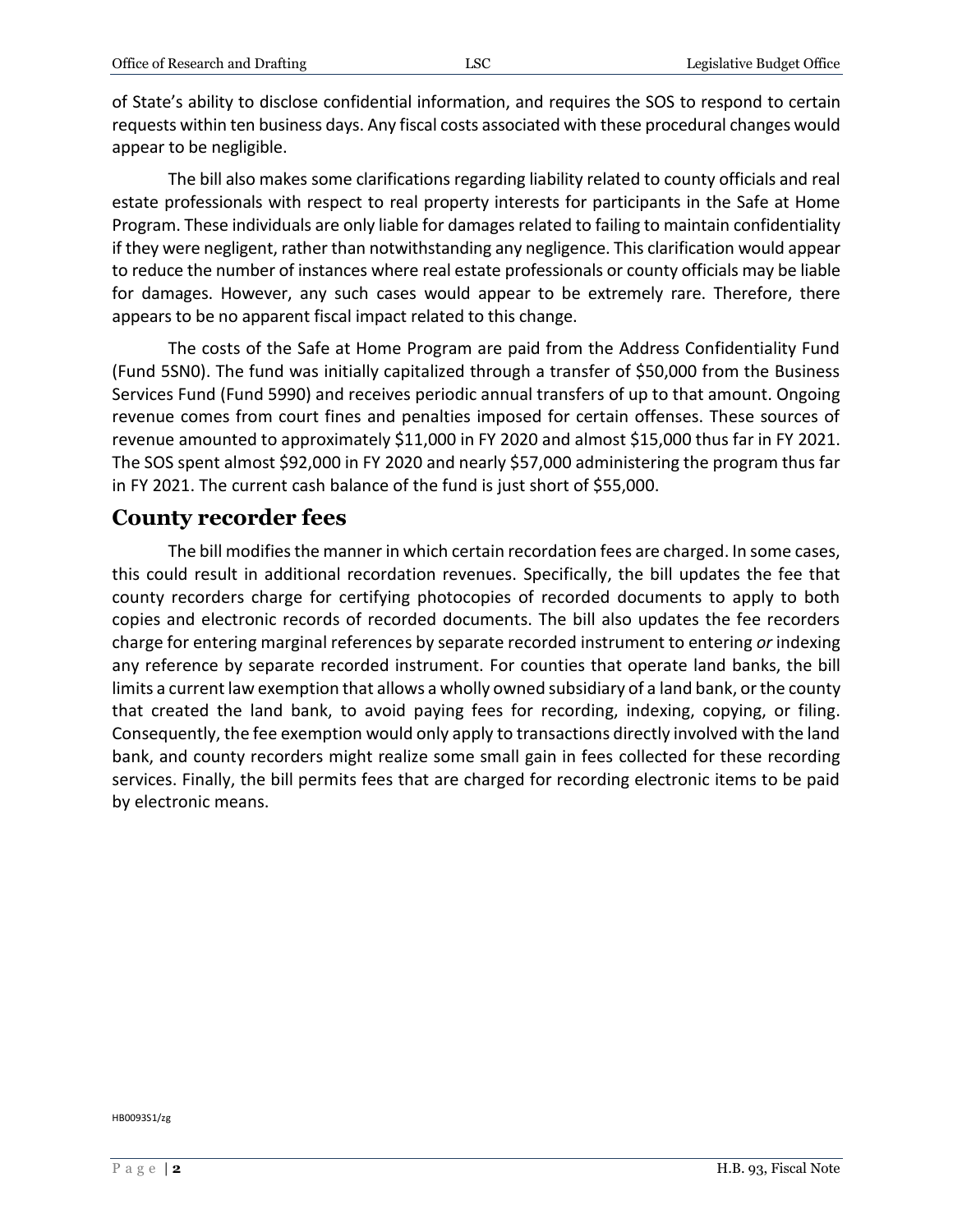of State's ability to disclose confidential information, and requires the SOS to respond to certain requests within ten business days. Any fiscal costs associated with these procedural changes would appear to be negligible.

The bill also makes some clarifications regarding liability related to county officials and real estate professionals with respect to real property interests for participants in the Safe at Home Program. These individuals are only liable for damages related to failing to maintain confidentiality if they were negligent, rather than notwithstanding any negligence. This clarification would appear to reduce the number of instances where real estate professionals or county officials may be liable for damages. However, any such cases would appear to be extremely rare. Therefore, there appears to be no apparent fiscal impact related to this change.

The costs of the Safe at Home Program are paid from the Address Confidentiality Fund (Fund 5SN0). The fund was initially capitalized through a transfer of $50,000 from the Business Services Fund (Fund 5990) and receives periodic annual transfers of up to that amount. Ongoing revenue comes from court fines and penalties imposed for certain offenses. These sources of revenue amounted to approximately $11,000 in FY 2020 and almost $15,000 thus far in FY 2021. The SOS spent almost $92,000 in FY 2020 and nearly $57,000 administering the program thus far in FY 2021. The current cash balance of the fund is just short of $55,000.

## County recorder fees

The bill modifies the manner in which certain recordation fees are charged. In some cases, this could result in additional recordation revenues. Specifically, the bill updates the fee that county recorders charge for certifying photocopies of recorded documents to apply to both copies and electronic records of recorded documents. The bill also updates the fee recorders charge for entering marginal references by separate recorded instrument to entering *or* indexing any reference by separate recorded instrument. For counties that operate land banks, the bill limits a current law exemption that allows a wholly owned subsidiary of a land bank, or the county that created the land bank, to avoid paying fees for recording, indexing, copying, or filing. Consequently, the fee exemption would only apply to transactions directly involved with the land bank, and county recorders might realize some small gain in fees collected for these recording services. Finally, the bill permits fees that are charged for recording electronic items to be paid by electronic means.

HB0093S1/zg